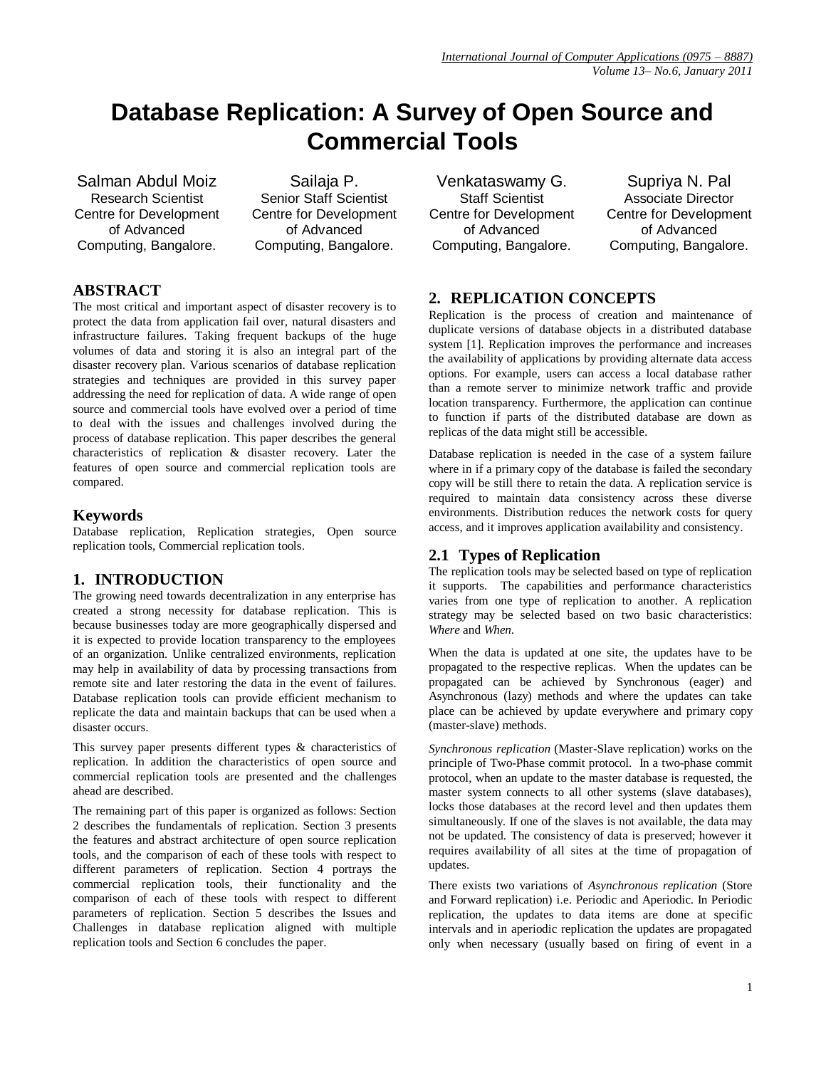# Database Replication: A Survey of Open Source and Commercial Tools

Salman Abdul Moiz
Research Scientist
Centre for Development of Advanced Computing, Bangalore.

Sailaja P.
Senior Staff Scientist
Centre for Development of Advanced Computing, Bangalore.

Venkataswamy G.
Staff Scientist
Centre for Development of Advanced Computing, Bangalore.

Supriya N. Pal
Associate Director
Centre for Development of Advanced Computing, Bangalore.

## ABSTRACT

The most critical and important aspect of disaster recovery is to protect the data from application fail over, natural disasters and infrastructure failures. Taking frequent backups of the huge volumes of data and storing it is also an integral part of the disaster recovery plan. Various scenarios of database replication strategies and techniques are provided in this survey paper addressing the need for replication of data. A wide range of open source and commercial tools have evolved over a period of time to deal with the issues and challenges involved during the process of database replication. This paper describes the general characteristics of replication & disaster recovery. Later the features of open source and commercial replication tools are compared.

### Keywords

Database replication, Replication strategies, Open source replication tools, Commercial replication tools.

## 1. INTRODUCTION

The growing need towards decentralization in any enterprise has created a strong necessity for database replication. This is because businesses today are more geographically dispersed and it is expected to provide location transparency to the employees of an organization. Unlike centralized environments, replication may help in availability of data by processing transactions from remote site and later restoring the data in the event of failures. Database replication tools can provide efficient mechanism to replicate the data and maintain backups that can be used when a disaster occurs.

This survey paper presents different types & characteristics of replication. In addition the characteristics of open source and commercial replication tools are presented and the challenges ahead are described.

The remaining part of this paper is organized as follows: Section 2 describes the fundamentals of replication. Section 3 presents the features and abstract architecture of open source replication tools, and the comparison of each of these tools with respect to different parameters of replication. Section 4 portrays the commercial replication tools, their functionality and the comparison of each of these tools with respect to different parameters of replication. Section 5 describes the Issues and Challenges in database replication aligned with multiple replication tools and Section 6 concludes the paper.

## 2. REPLICATION CONCEPTS

Replication is the process of creation and maintenance of duplicate versions of database objects in a distributed database system [1]. Replication improves the performance and increases the availability of applications by providing alternate data access options. For example, users can access a local database rather than a remote server to minimize network traffic and provide location transparency. Furthermore, the application can continue to function if parts of the distributed database are down as replicas of the data might still be accessible.

Database replication is needed in the case of a system failure where in if a primary copy of the database is failed the secondary copy will be still there to retain the data. A replication service is required to maintain data consistency across these diverse environments. Distribution reduces the network costs for query access, and it improves application availability and consistency.

### 2.1 Types of Replication

The replication tools may be selected based on type of replication it supports. The capabilities and performance characteristics varies from one type of replication to another. A replication strategy may be selected based on two basic characteristics: *Where* and *When*.

When the data is updated at one site, the updates have to be propagated to the respective replicas. When the updates can be propagated can be achieved by Synchronous (eager) and Asynchronous (lazy) methods and where the updates can take place can be achieved by update everywhere and primary copy (master-slave) methods.

*Synchronous replication* (Master-Slave replication) works on the principle of Two-Phase commit protocol. In a two-phase commit protocol, when an update to the master database is requested, the master system connects to all other systems (slave databases), locks those databases at the record level and then updates them simultaneously. If one of the slaves is not available, the data may not be updated. The consistency of data is preserved; however it requires availability of all sites at the time of propagation of updates.

There exists two variations of *Asynchronous replication* (Store and Forward replication) i.e. Periodic and Aperiodic. In Periodic replication, the updates to data items are done at specific intervals and in aperiodic replication the updates are propagated only when necessary (usually based on firing of event in a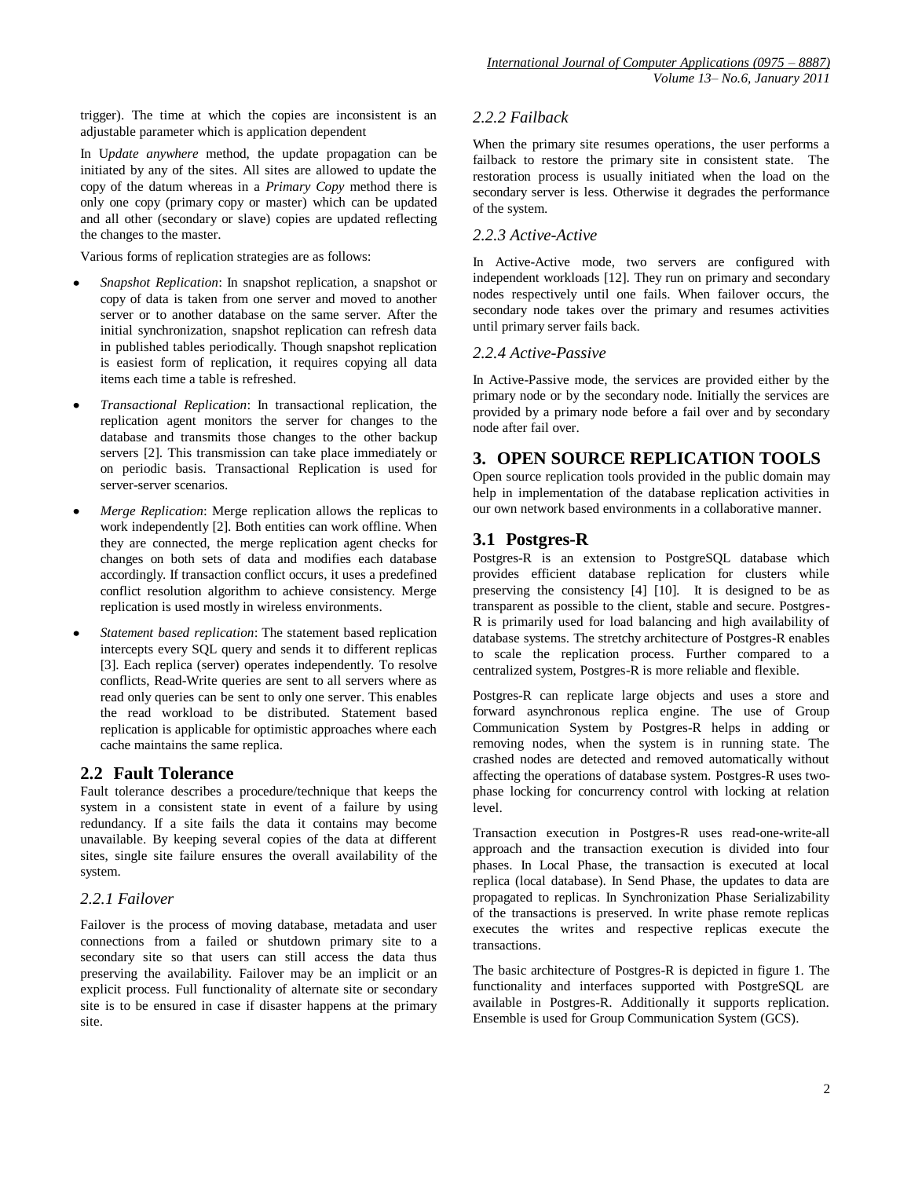trigger). The time at which the copies are inconsistent is an adjustable parameter which is application dependent

In U*pdate anywhere* method, the update propagation can be initiated by any of the sites. All sites are allowed to update the copy of the datum whereas in a *Primary Copy* method there is only one copy (primary copy or master) which can be updated and all other (secondary or slave) copies are updated reflecting the changes to the master.

Various forms of replication strategies are as follows:

- *Snapshot Replication*: In snapshot replication, a snapshot or copy of data is taken from one server and moved to another server or to another database on the same server. After the initial synchronization, snapshot replication can refresh data in published tables periodically. Though snapshot replication is easiest form of replication, it requires copying all data items each time a table is refreshed.
- *Transactional Replication*: In transactional replication, the replication agent monitors the server for changes to the database and transmits those changes to the other backup servers [2]. This transmission can take place immediately or on periodic basis. Transactional Replication is used for server-server scenarios.
- *Merge Replication*: Merge replication allows the replicas to work independently [2]. Both entities can work offline. When they are connected, the merge replication agent checks for changes on both sets of data and modifies each database accordingly. If transaction conflict occurs, it uses a predefined conflict resolution algorithm to achieve consistency. Merge replication is used mostly in wireless environments.
- *Statement based replication*: The statement based replication intercepts every SQL query and sends it to different replicas [3]. Each replica (server) operates independently. To resolve conflicts, Read-Write queries are sent to all servers where as read only queries can be sent to only one server. This enables the read workload to be distributed. Statement based replication is applicable for optimistic approaches where each cache maintains the same replica.

## 2.2 Fault Tolerance

Fault tolerance describes a procedure/technique that keeps the system in a consistent state in event of a failure by using redundancy. If a site fails the data it contains may become unavailable. By keeping several copies of the data at different sites, single site failure ensures the overall availability of the system.

### *2.2.1 Failover*

Failover is the process of moving database, metadata and user connections from a failed or shutdown primary site to a secondary site so that users can still access the data thus preserving the availability. Failover may be an implicit or an explicit process. Full functionality of alternate site or secondary site is to be ensured in case if disaster happens at the primary site.

### *2.2.2 Failback*

When the primary site resumes operations, the user performs a failback to restore the primary site in consistent state. The restoration process is usually initiated when the load on the secondary server is less. Otherwise it degrades the performance of the system.

### *2.2.3 Active-Active*

In Active-Active mode, two servers are configured with independent workloads [12]. They run on primary and secondary nodes respectively until one fails. When failover occurs, the secondary node takes over the primary and resumes activities until primary server fails back.

### *2.2.4 Active-Passive*

In Active-Passive mode, the services are provided either by the primary node or by the secondary node. Initially the services are provided by a primary node before a fail over and by secondary node after fail over.

# 3. OPEN SOURCE REPLICATION TOOLS

Open source replication tools provided in the public domain may help in implementation of the database replication activities in our own network based environments in a collaborative manner.

## 3.1 Postgres-R

Postgres-R is an extension to PostgreSQL database which provides efficient database replication for clusters while preserving the consistency [4] [10]. It is designed to be as transparent as possible to the client, stable and secure. Postgres-R is primarily used for load balancing and high availability of database systems. The stretchy architecture of Postgres-R enables to scale the replication process. Further compared to a centralized system, Postgres-R is more reliable and flexible.

Postgres-R can replicate large objects and uses a store and forward asynchronous replica engine. The use of Group Communication System by Postgres-R helps in adding or removing nodes, when the system is in running state. The crashed nodes are detected and removed automatically without affecting the operations of database system. Postgres-R uses two-phase locking for concurrency control with locking at relation level.

Transaction execution in Postgres-R uses read-one-write-all approach and the transaction execution is divided into four phases. In Local Phase, the transaction is executed at local replica (local database). In Send Phase, the updates to data are propagated to replicas. In Synchronization Phase Serializability of the transactions is preserved. In write phase remote replicas executes the writes and respective replicas execute the transactions.

The basic architecture of Postgres-R is depicted in figure 1. The functionality and interfaces supported with PostgreSQL are available in Postgres-R. Additionally it supports replication. Ensemble is used for Group Communication System (GCS).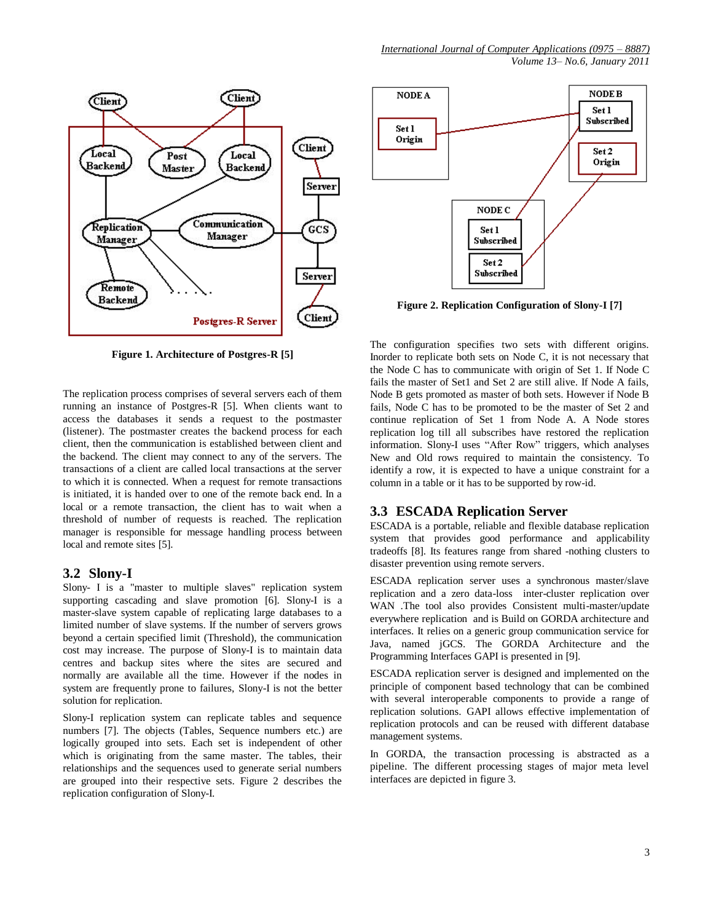Figure 1. Architecture of Postgres-R [5]

The replication process comprises of several servers each of them running an instance of Postgres-R [5]. When clients want to access the databases it sends a request to the postmaster (listener). The postmaster creates the backend process for each client, then the communication is established between client and the backend. The client may connect to any of the servers. The transactions of a client are called local transactions at the server to which it is connected. When a request for remote transactions is initiated, it is handed over to one of the remote back end. In a local or a remote transaction, the client has to wait when a threshold of number of requests is reached. The replication manager is responsible for message handling process between local and remote sites [5].

## 3.2 Slony-I

Slony- I is a "master to multiple slaves" replication system supporting cascading and slave promotion [6]. Slony-I is a master-slave system capable of replicating large databases to a limited number of slave systems. If the number of servers grows beyond a certain specified limit (Threshold), the communication cost may increase. The purpose of Slony-I is to maintain data centres and backup sites where the sites are secured and normally are available all the time. However if the nodes in system are frequently prone to failures, Slony-I is not the better solution for replication.

Slony-I replication system can replicate tables and sequence numbers [7]. The objects (Tables, Sequence numbers etc.) are logically grouped into sets. Each set is independent of other which is originating from the same master. The tables, their relationships and the sequences used to generate serial numbers are grouped into their respective sets. Figure 2 describes the replication configuration of Slony-I.

Figure 2. Replication Configuration of Slony-I [7]

The configuration specifies two sets with different origins. Inorder to replicate both sets on Node C, it is not necessary that the Node C has to communicate with origin of Set1. If Node C fails the master of Set1 and Set 2 are still alive. If Node A fails, Node B gets promoted as master of both sets. However if Node B fails, Node C has to be promoted to be the master of Set 2 and continue replication of Set 1 from Node A. A Node stores replication log till all subscribes have restored the replication information. Slony-I uses "After Row" triggers, which analyses New and Old rows required to maintain the consistency. To identify a row, it is expected to have a unique constraint for a column in a table or it has to be supported by row-id.

## 3.3 ESCADA Replication Server

ESCADA is a portable, reliable and flexible database replication system that provides good performance and applicability tradeoffs [8]. Its features range from shared -nothing clusters to disaster prevention using remote servers.

ESCADA replication server uses a synchronous master/slave replication and a zero data-loss inter-cluster replication over WAN .The tool also provides Consistent multi-master/update everywhere replication and is Build on GORDA architecture and interfaces. It relies on a generic group communication service for Java, named jGCS. The GORDA Architecture and the Programming Interfaces GAPI is presented in [9].

ESCADA replication server is designed and implemented on the principle of component based technology that can be combined with several interoperable components to provide a range of replication solutions. GAPI allows effective implementation of replication protocols and can be reused with different database management systems.

In GORDA, the transaction processing is abstracted as a pipeline. The different processing stages of major meta level interfaces are depicted in figure 3.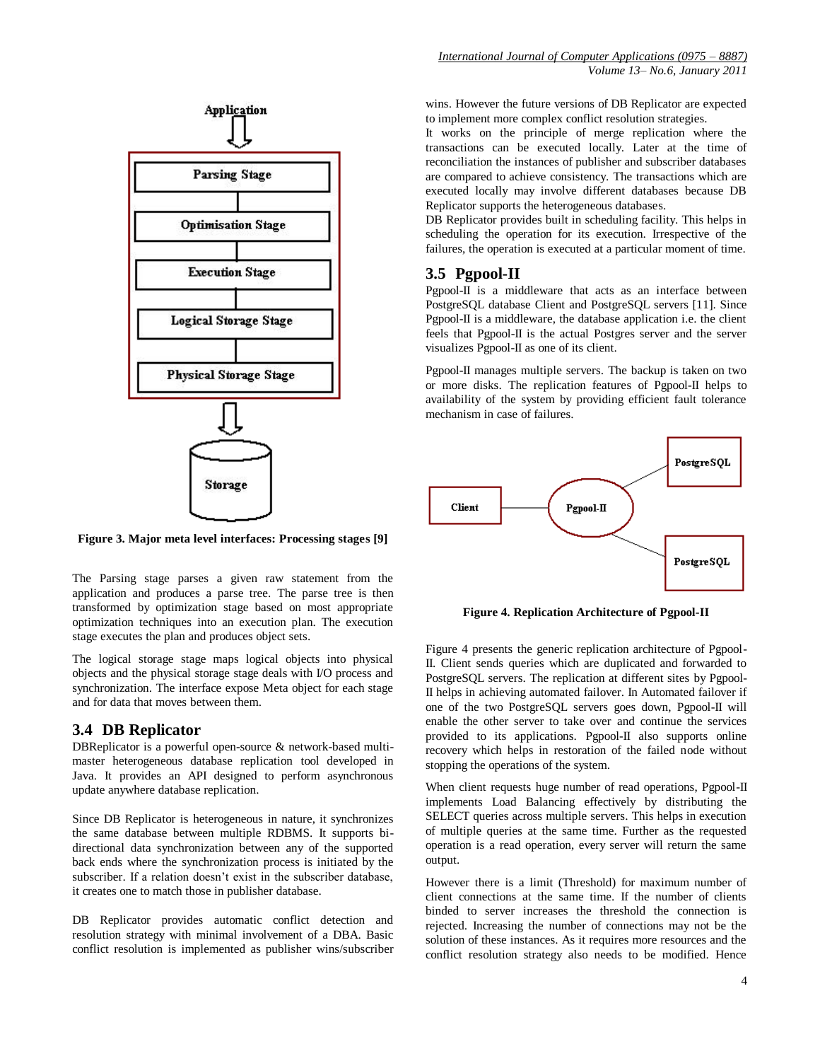Figure 3. Major meta level interfaces: Processing stages [9]

The Parsing stage parses a given raw statement from the application and produces a parse tree. The parse tree is then transformed by optimization stage based on most appropriate optimization techniques into an execution plan. The execution stage executes the plan and produces object sets.

The logical storage stage maps logical objects into physical objects and the physical storage stage deals with I/O process and synchronization. The interface expose Meta object for each stage and for data that moves between them.

## 3.4 DB Replicator

DBReplicator is a powerful open-source & network-based multi-master heterogeneous database replication tool developed in Java. It provides an API designed to perform asynchronous update anywhere database replication.

Since DB Replicator is heterogeneous in nature, it synchronizes the same database between multiple RDBMS. It supports bi-directional data synchronization between any of the supported back ends where the synchronization process is initiated by the subscriber. If a relation doesn't exist in the subscriber database, it creates one to match those in publisher database.

DB Replicator provides automatic conflict detection and resolution strategy with minimal involvement of a DBA. Basic conflict resolution is implemented as publisher wins/subscriber wins. However the future versions of DB Replicator are expected to implement more complex conflict resolution strategies.

It works on the principle of merge replication where the transactions can be executed locally. Later at the time of reconciliation the instances of publisher and subscriber databases are compared to achieve consistency. The transactions which are executed locally may involve different databases because DB Replicator supports the heterogeneous databases.

DB Replicator provides built in scheduling facility. This helps in scheduling the operation for its execution. Irrespective of the failures, the operation is executed at a particular moment of time.

## 3.5 Pgpool-II

Pgpool-II is a middleware that acts as an interface between PostgreSQL database Client and PostgreSQL servers [11]. Since Pgpool-II is a middleware, the database application i.e. the client feels that Pgpool-II is the actual Postgres server and the server visualizes Pgpool-II as one of its client.

Pgpool-II manages multiple servers. The backup is taken on two or more disks. The replication features of Pgpool-II helps to availability of the system by providing efficient fault tolerance mechanism in case of failures.

Figure 4. Replication Architecture of Pgpool-II

Figure 4 presents the generic replication architecture of Pgpool-II. Client sends queries which are duplicated and forwarded to PostgreSQL servers. The replication at different sites by Pgpool-II helps in achieving automated failover. In Automated failover if one of the two PostgreSQL servers goes down, Pgpool-II will enable the other server to take over and continue the services provided to its applications. Pgpool-II also supports online recovery which helps in restoration of the failed node without stopping the operations of the system.

When client requests huge number of read operations, Pgpool-II implements Load Balancing effectively by distributing the SELECT queries across multiple servers. This helps in execution of multiple queries at the same time. Further as the requested operation is a read operation, every server will return the same output.

However there is a limit (Threshold) for maximum number of client connections at the same time. If the number of clients binded to server increases the threshold the connection is rejected. Increasing the number of connections may not be the solution of these instances. As it requires more resources and the conflict resolution strategy also needs to be modified. Hence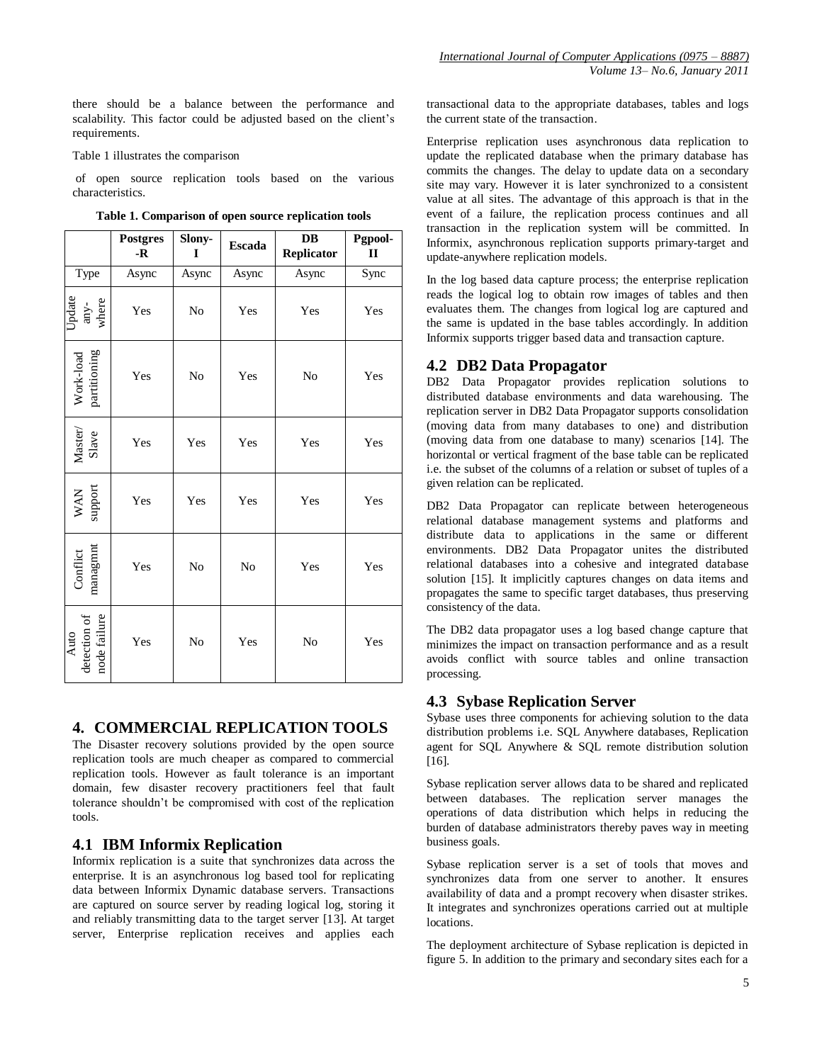there should be a balance between the performance and scalability. This factor could be adjusted based on the client's requirements.

Table 1 illustrates the comparison

of open source replication tools based on the various characteristics.

**Table 1. Comparison of open source replication tools**

| | Postgres-R | Slony-I | Escada | DB Replicator | Pgpool-II |
|---|---|---|---|---|---|
| Type | Async | Async | Async | Async | Sync |
| Update any-where | Yes | No | Yes | Yes | Yes |
| Work-load partitioning | Yes | No | Yes | No | Yes |
| Master/ Slave | Yes | Yes | Yes | Yes | Yes |
| WAN support | Yes | Yes | Yes | Yes | Yes |
| Conflict managmnt | Yes | No | No | Yes | Yes |
| Auto detection of node failure | Yes | No | Yes | No | Yes |

## 4. COMMERCIAL REPLICATION TOOLS

The Disaster recovery solutions provided by the open source replication tools are much cheaper as compared to commercial replication tools. However as fault tolerance is an important domain, few disaster recovery practitioners feel that fault tolerance shouldn't be compromised with cost of the replication tools.

### 4.1 IBM Informix Replication

Informix replication is a suite that synchronizes data across the enterprise. It is an asynchronous log based tool for replicating data between Informix Dynamic database servers. Transactions are captured on source server by reading logical log, storing it and reliably transmitting data to the target server [13]. At target server, Enterprise replication receives and applies each transactional data to the appropriate databases, tables and logs the current state of the transaction.

Enterprise replication uses asynchronous data replication to update the replicated database when the primary database has commits the changes. The delay to update data on a secondary site may vary. However it is later synchronized to a consistent value at all sites. The advantage of this approach is that in the event of a failure, the replication process continues and all transaction in the replication system will be committed. In Informix, asynchronous replication supports primary-target and update-anywhere replication models.

In the log based data capture process; the enterprise replication reads the logical log to obtain row images of tables and then evaluates them. The changes from logical log are captured and the same is updated in the base tables accordingly. In addition Informix supports trigger based data and transaction capture.

### 4.2 DB2 Data Propagator

DB2 Data Propagator provides replication solutions to distributed database environments and data warehousing. The replication server in DB2 Data Propagator supports consolidation (moving data from many databases to one) and distribution (moving data from one database to many) scenarios [14]. The horizontal or vertical fragment of the base table can be replicated i.e. the subset of the columns of a relation or subset of tuples of a given relation can be replicated.

DB2 Data Propagator can replicate between heterogeneous relational database management systems and platforms and distribute data to applications in the same or different environments. DB2 Data Propagator unites the distributed relational databases into a cohesive and integrated database solution [15]. It implicitly captures changes on data items and propagates the same to specific target databases, thus preserving consistency of the data.

The DB2 data propagator uses a log based change capture that minimizes the impact on transaction performance and as a result avoids conflict with source tables and online transaction processing.

### 4.3 Sybase Replication Server

Sybase uses three components for achieving solution to the data distribution problems i.e. SQL Anywhere databases, Replication agent for SQL Anywhere & SQL remote distribution solution [16].

Sybase replication server allows data to be shared and replicated between databases. The replication server manages the operations of data distribution which helps in reducing the burden of database administrators thereby paves way in meeting business goals.

Sybase replication server is a set of tools that moves and synchronizes data from one server to another. It ensures availability of data and a prompt recovery when disaster strikes. It integrates and synchronizes operations carried out at multiple locations.

The deployment architecture of Sybase replication is depicted in figure 5. In addition to the primary and secondary sites each for a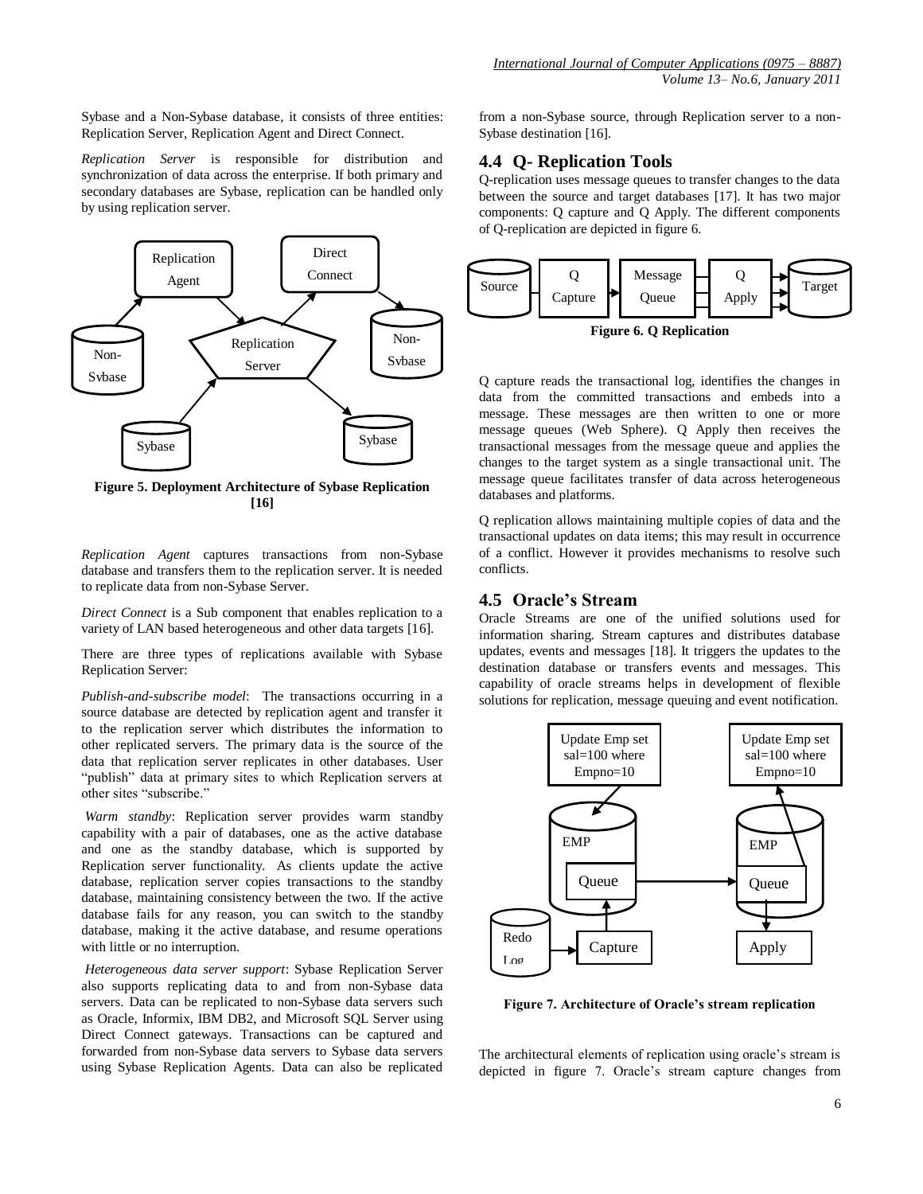Sybase and a Non-Sybase database, it consists of three entities: Replication Server, Replication Agent and Direct Connect.

*Replication Server* is responsible for distribution and synchronization of data across the enterprise. If both primary and secondary databases are Sybase, replication can be handled only by using replication server.

**Figure 5. Deployment Architecture of Sybase Replication [16]**

*Replication Agent* captures transactions from non-Sybase database and transfers them to the replication server. It is needed to replicate data from non-Sybase Server.

*Direct Connect* is a Sub component that enables replication to a variety of LAN based heterogeneous and other data targets [16].

There are three types of replications available with Sybase Replication Server:

*Publish-and-subscribe model*: The transactions occurring in a source database are detected by replication agent and transfer it to the replication server which distributes the information to other replicated servers. The primary data is the source of the data that replication server replicates in other databases. User "publish" data at primary sites to which Replication servers at other sites "subscribe."

*Warm standby*: Replication server provides warm standby capability with a pair of databases, one as the active database and one as the standby database, which is supported by Replication server functionality. As clients update the active database, replication server copies transactions to the standby database, maintaining consistency between the two. If the active database fails for any reason, you can switch to the standby database, making it the active database, and resume operations with little or no interruption.

*Heterogeneous data server support*: Sybase Replication Server also supports replicating data to and from non-Sybase data servers. Data can be replicated to non-Sybase data servers such as Oracle, Informix, IBM DB2, and Microsoft SQL Server using Direct Connect gateways. Transactions can be captured and forwarded from non-Sybase data servers to Sybase data servers using Sybase Replication Agents. Data can also be replicated from a non-Sybase source, through Replication server to a non-Sybase destination [16].

## 4.4 Q- Replication Tools

Q-replication uses message queues to transfer changes to the data between the source and target databases [17]. It has two major components: Q capture and Q Apply. The different components of Q-replication are depicted in figure 6.

**Figure 6. Q Replication**

Q capture reads the transactional log, identifies the changes in data from the committed transactions and embeds into a message. These messages are then written to one or more message queues (Web Sphere). Q Apply then receives the transactional messages from the message queue and applies the changes to the target system as a single transactional unit. The message queue facilitates transfer of data across heterogeneous databases and platforms.

Q replication allows maintaining multiple copies of data and the transactional updates on data items; this may result in occurrence of a conflict. However it provides mechanisms to resolve such conflicts.

## 4.5 Oracle's Stream

Oracle Streams are one of the unified solutions used for information sharing. Stream captures and distributes database updates, events and messages [18]. It triggers the updates to the destination database or transfers events and messages. This capability of oracle streams helps in development of flexible solutions for replication, message queuing and event notification.

**Figure 7. Architecture of Oracle's stream replication**

The architectural elements of replication using oracle's stream is depicted in figure 7. Oracle's stream capture changes from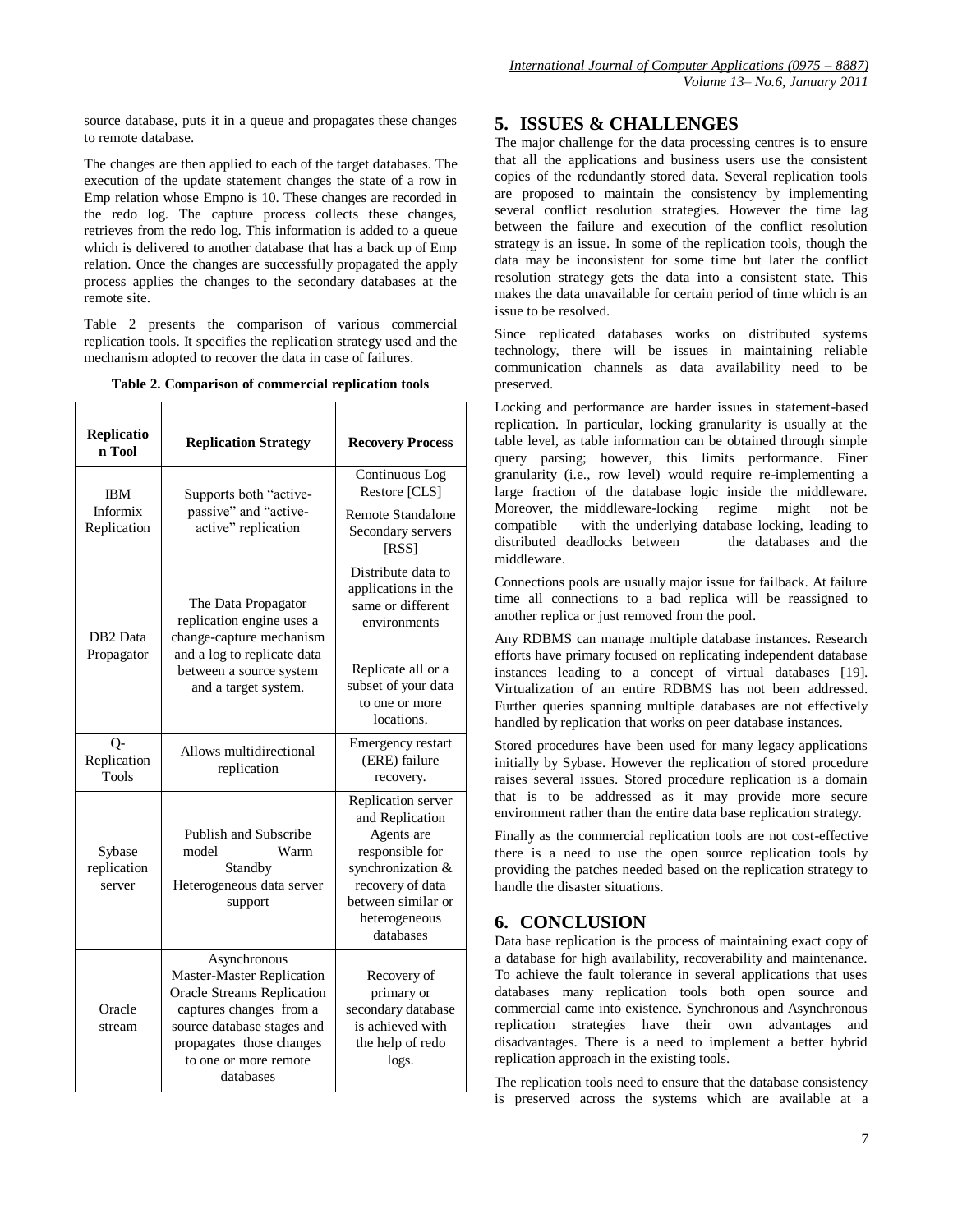source database, puts it in a queue and propagates these changes to remote database.

The changes are then applied to each of the target databases. The execution of the update statement changes the state of a row in Emp relation whose Empno is 10. These changes are recorded in the redo log. The capture process collects these changes, retrieves from the redo log. This information is added to a queue which is delivered to another database that has a back up of Emp relation. Once the changes are successfully propagated the apply process applies the changes to the secondary databases at the remote site.

Table 2 presents the comparison of various commercial replication tools. It specifies the replication strategy used and the mechanism adopted to recover the data in case of failures.

**Table 2. Comparison of commercial replication tools**

| Replication Tool | Replication Strategy | Recovery Process |
|---|---|---|
| IBM Informix Replication | Supports both "active-passive" and "active-active" replication | Continuous Log Restore [CLS]<br>Remote Standalone Secondary servers [RSS] |
| DB2 Data Propagator | The Data Propagator replication engine uses a change-capture mechanism and a log to replicate data between a source system and a target system. | Distribute data to applications in the same or different environments<br>Replicate all or a subset of your data to one or more locations. |
| Q-Replication Tools | Allows multidirectional replication | Emergency restart (ERE) failure recovery. |
| Sybase replication server | Publish and Subscribe model Warm Standby Heterogeneous data server support | Replication server and Replication Agents are responsible for synchronization & recovery of data between similar or heterogeneous databases |
| Oracle stream | Asynchronous Master-Master Replication Oracle Streams Replication captures changes from a source database stages and propagates those changes to one or more remote databases | Recovery of primary or secondary database is achieved with the help of redo logs. |

## 5. ISSUES & CHALLENGES

The major challenge for the data processing centres is to ensure that all the applications and business users use the consistent copies of the redundantly stored data. Several replication tools are proposed to maintain the consistency by implementing several conflict resolution strategies. However the time lag between the failure and execution of the conflict resolution strategy is an issue. In some of the replication tools, though the data may be inconsistent for some time but later the conflict resolution strategy gets the data into a consistent state. This makes the data unavailable for certain period of time which is an issue to be resolved.

Since replicated databases works on distributed systems technology, there will be issues in maintaining reliable communication channels as data availability need to be preserved.

Locking and performance are harder issues in statement-based replication. In particular, locking granularity is usually at the table level, as table information can be obtained through simple query parsing; however, this limits performance. Finer granularity (i.e., row level) would require re-implementing a large fraction of the database logic inside the middleware. Moreover, the middleware-locking regime might not be compatible with the underlying database locking, leading to distributed deadlocks between the databases and the middleware.

Connections pools are usually major issue for failback. At failure time all connections to a bad replica will be reassigned to another replica or just removed from the pool.

Any RDBMS can manage multiple database instances. Research efforts have primary focused on replicating independent database instances leading to a concept of virtual databases [19]. Virtualization of an entire RDBMS has not been addressed. Further queries spanning multiple databases are not effectively handled by replication that works on peer database instances.

Stored procedures have been used for many legacy applications initially by Sybase. However the replication of stored procedure raises several issues. Stored procedure replication is a domain that is to be addressed as it may provide more secure environment rather than the entire data base replication strategy.

Finally as the commercial replication tools are not cost-effective there is a need to use the open source replication tools by providing the patches needed based on the replication strategy to handle the disaster situations.

## 6. CONCLUSION

Data base replication is the process of maintaining exact copy of a database for high availability, recoverability and maintenance. To achieve the fault tolerance in several applications that uses databases many replication tools both open source and commercial came into existence. Synchronous and Asynchronous replication strategies have their own advantages and disadvantages. There is a need to implement a better hybrid replication approach in the existing tools.

The replication tools need to ensure that the database consistency is preserved across the systems which are available at a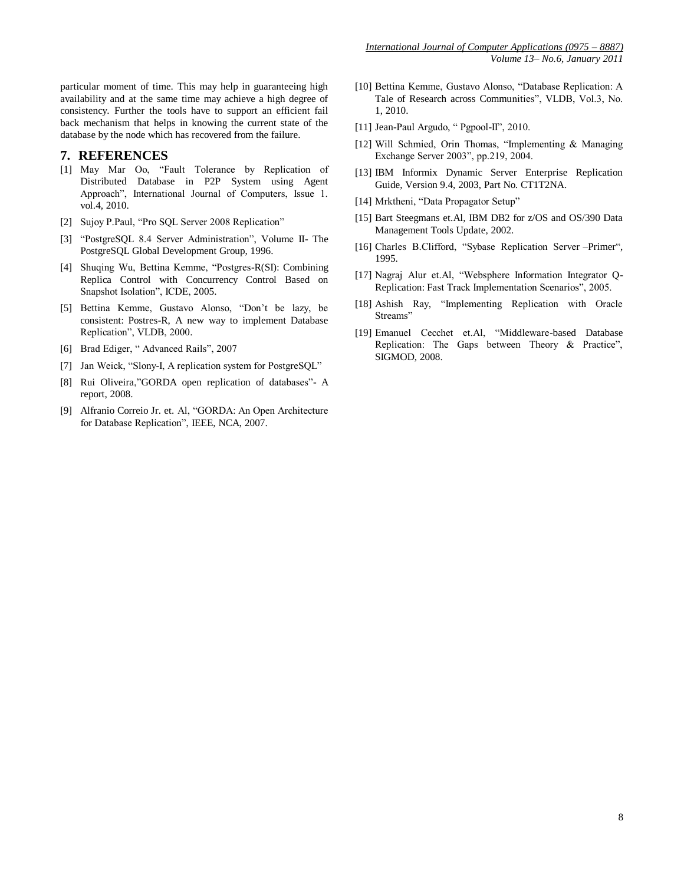particular moment of time. This may help in guaranteeing high availability and at the same time may achieve a high degree of consistency. Further the tools have to support an efficient fail back mechanism that helps in knowing the current state of the database by the node which has recovered from the failure.

## 7. REFERENCES

[1] May Mar Oo, “Fault Tolerance by Replication of Distributed Database in P2P System using Agent Approach”, International Journal of Computers, Issue 1. vol.4, 2010.

[2] Sujoy P.Paul, “Pro SQL Server 2008 Replication”

[3] “PostgreSQL 8.4 Server Administration”, Volume II- The PostgreSQL Global Development Group, 1996.

[4] Shuqing Wu, Bettina Kemme, “Postgres-R(SI): Combining Replica Control with Concurrency Control Based on Snapshot Isolation”, ICDE, 2005.

[5] Bettina Kemme, Gustavo Alonso, “Don’t be lazy, be consistent: Postres-R, A new way to implement Database Replication”, VLDB, 2000.

[6] Brad Ediger, “ Advanced Rails”, 2007

[7] Jan Weick, “Slony-I, A replication system for PostgreSQL”

[8] Rui Oliveira,”GORDA open replication of databases”- A report, 2008.

[9] Alfranio Correio Jr. et. Al, “GORDA: An Open Architecture for Database Replication”, IEEE, NCA, 2007.

[10] Bettina Kemme, Gustavo Alonso, “Database Replication: A Tale of Research across Communities”, VLDB, Vol.3, No. 1, 2010.

[11] Jean-Paul Argudo, “ Pgpool-II”, 2010.

[12] Will Schmied, Orin Thomas, “Implementing & Managing Exchange Server 2003”, pp.219, 2004.

[13] IBM Informix Dynamic Server Enterprise Replication Guide, Version 9.4, 2003, Part No. CT1T2NA.

[14] Mrktheni, “Data Propagator Setup”

[15] Bart Steegmans et.Al, IBM DB2 for z/OS and OS/390 Data Management Tools Update, 2002.

[16] Charles B.Clifford, “Sybase Replication Server –Primer“, 1995.

[17] Nagraj Alur et.Al, “Websphere Information Integrator Q-Replication: Fast Track Implementation Scenarios”, 2005.

[18] Ashish Ray, “Implementing Replication with Oracle Streams”

[19] Emanuel Cecchet et.Al, “Middleware-based Database Replication: The Gaps between Theory & Practice”, SIGMOD, 2008.